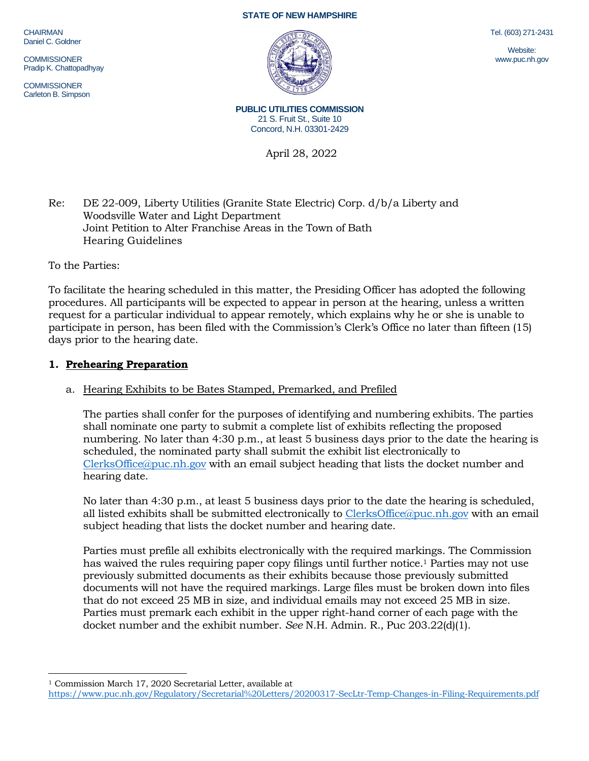**STATE OF NEW HAMPSHIRE**

CHAIRMAN
Daniel C. Goldner

COMMISSIONER
Pradip K. Chattopadhyay

COMMISSIONER
Carleton B. Simpson

Tel. (603) 271-2431

Website:
www.puc.nh.gov

**PUBLIC UTILITIES COMMISSION**
21 S. Fruit St., Suite 10
Concord, N.H. 03301-2429

April 28, 2022

Re: DE 22-009, Liberty Utilities (Granite State Electric) Corp. d/b/a Liberty and Woodsville Water and Light Department
Joint Petition to Alter Franchise Areas in the Town of Bath
Hearing Guidelines

To the Parties:

To facilitate the hearing scheduled in this matter, the Presiding Officer has adopted the following procedures. All participants will be expected to appear in person at the hearing, unless a written request for a particular individual to appear remotely, which explains why he or she is unable to participate in person, has been filed with the Commission's Clerk's Office no later than fifteen (15) days prior to the hearing date.

## 1. <u>Prehearing Preparation</u>

a. <u>Hearing Exhibits to be Bates Stamped, Premarked, and Prefiled</u>

The parties shall confer for the purposes of identifying and numbering exhibits. The parties shall nominate one party to submit a complete list of exhibits reflecting the proposed numbering. No later than 4:30 p.m., at least 5 business days prior to the date the hearing is scheduled, the nominated party shall submit the exhibit list electronically to ClerksOffice@puc.nh.gov with an email subject heading that lists the docket number and hearing date.

No later than 4:30 p.m., at least 5 business days prior to the date the hearing is scheduled, all listed exhibits shall be submitted electronically to ClerksOffice@puc.nh.gov with an email subject heading that lists the docket number and hearing date.

Parties must prefile all exhibits electronically with the required markings. The Commission has waived the rules requiring paper copy filings until further notice.[1] Parties may not use previously submitted documents as their exhibits because those previously submitted documents will not have the required markings. Large files must be broken down into files that do not exceed 25 MB in size, and individual emails may not exceed 25 MB in size. Parties must premark each exhibit in the upper right-hand corner of each page with the docket number and the exhibit number. *See* N.H. Admin. R., Puc 203.22(d)(1).

---

[1] Commission March 17, 2020 Secretarial Letter, available at https://www.puc.nh.gov/Regulatory/Secretarial%20Letters/20200317-SecLtr-Temp-Changes-in-Filing-Requirements.pdf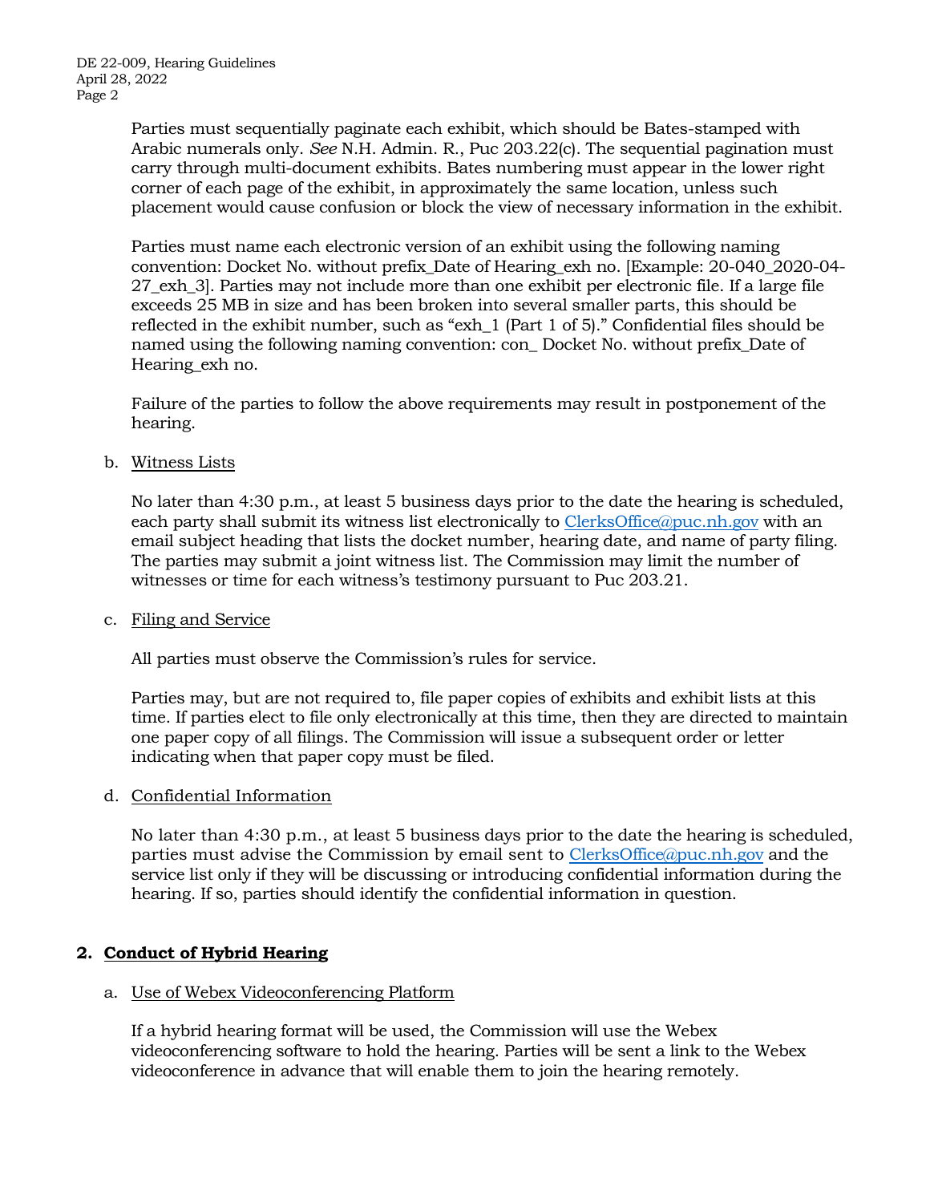Parties must sequentially paginate each exhibit, which should be Bates-stamped with Arabic numerals only. *See* N.H. Admin. R., Puc 203.22(c). The sequential pagination must carry through multi-document exhibits. Bates numbering must appear in the lower right corner of each page of the exhibit, in approximately the same location, unless such placement would cause confusion or block the view of necessary information in the exhibit.

Parties must name each electronic version of an exhibit using the following naming convention: Docket No. without prefix_Date of Hearing_exh no. [Example: 20-040_2020-04-27_exh_3]. Parties may not include more than one exhibit per electronic file. If a large file exceeds 25 MB in size and has been broken into several smaller parts, this should be reflected in the exhibit number, such as "exh_1 (Part 1 of 5)." Confidential files should be named using the following naming convention: con_ Docket No. without prefix_Date of Hearing_exh no.

Failure of the parties to follow the above requirements may result in postponement of the hearing.

b. Witness Lists

No later than 4:30 p.m., at least 5 business days prior to the date the hearing is scheduled, each party shall submit its witness list electronically to ClerksOffice@puc.nh.gov with an email subject heading that lists the docket number, hearing date, and name of party filing. The parties may submit a joint witness list. The Commission may limit the number of witnesses or time for each witness's testimony pursuant to Puc 203.21.

c. Filing and Service

All parties must observe the Commission's rules for service.

Parties may, but are not required to, file paper copies of exhibits and exhibit lists at this time. If parties elect to file only electronically at this time, then they are directed to maintain one paper copy of all filings. The Commission will issue a subsequent order or letter indicating when that paper copy must be filed.

d. Confidential Information

No later than 4:30 p.m., at least 5 business days prior to the date the hearing is scheduled, parties must advise the Commission by email sent to ClerksOffice@puc.nh.gov and the service list only if they will be discussing or introducing confidential information during the hearing. If so, parties should identify the confidential information in question.

## 2. Conduct of Hybrid Hearing

a. Use of Webex Videoconferencing Platform

If a hybrid hearing format will be used, the Commission will use the Webex videoconferencing software to hold the hearing. Parties will be sent a link to the Webex videoconference in advance that will enable them to join the hearing remotely.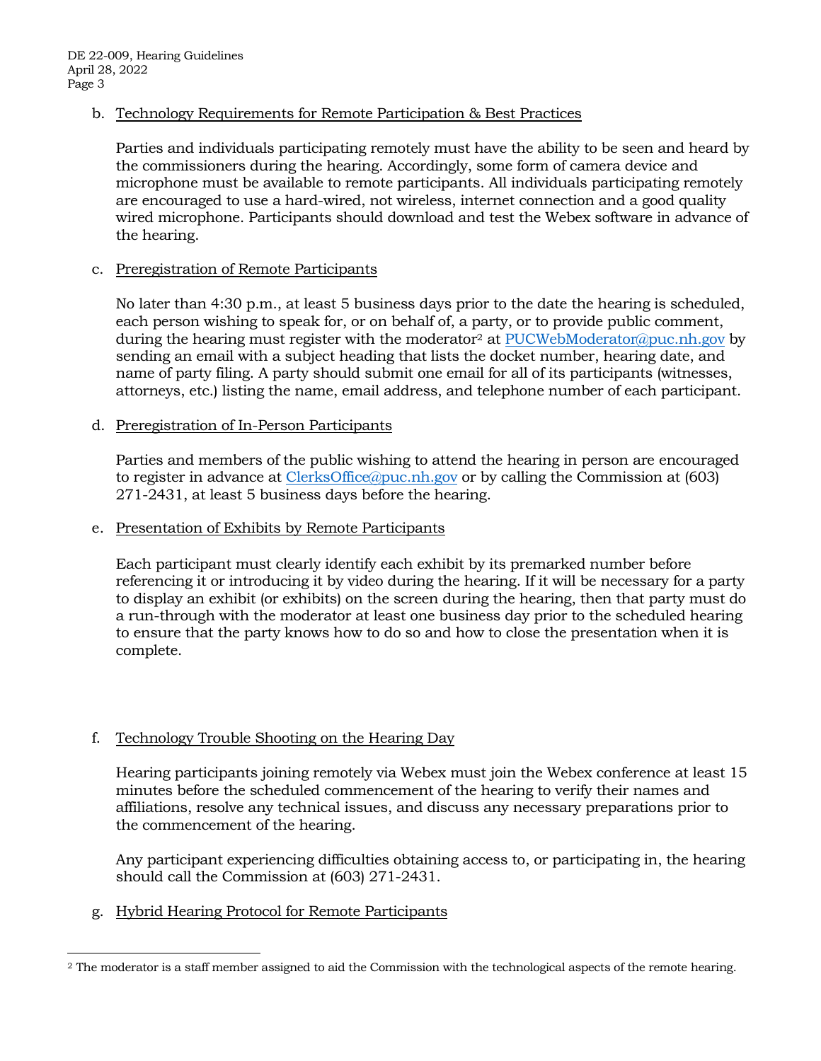b. Technology Requirements for Remote Participation & Best Practices

Parties and individuals participating remotely must have the ability to be seen and heard by the commissioners during the hearing. Accordingly, some form of camera device and microphone must be available to remote participants. All individuals participating remotely are encouraged to use a hard-wired, not wireless, internet connection and a good quality wired microphone. Participants should download and test the Webex software in advance of the hearing.

c. Preregistration of Remote Participants

No later than 4:30 p.m., at least 5 business days prior to the date the hearing is scheduled, each person wishing to speak for, or on behalf of, a party, or to provide public comment, during the hearing must register with the moderator[2] at PUCWebModerator@puc.nh.gov by sending an email with a subject heading that lists the docket number, hearing date, and name of party filing. A party should submit one email for all of its participants (witnesses, attorneys, etc.) listing the name, email address, and telephone number of each participant.

d. Preregistration of In-Person Participants

Parties and members of the public wishing to attend the hearing in person are encouraged to register in advance at ClerksOffice@puc.nh.gov or by calling the Commission at (603) 271-2431, at least 5 business days before the hearing.

e. Presentation of Exhibits by Remote Participants

Each participant must clearly identify each exhibit by its premarked number before referencing it or introducing it by video during the hearing. If it will be necessary for a party to display an exhibit (or exhibits) on the screen during the hearing, then that party must do a run-through with the moderator at least one business day prior to the scheduled hearing to ensure that the party knows how to do so and how to close the presentation when it is complete.

f. Technology Trouble Shooting on the Hearing Day

Hearing participants joining remotely via Webex must join the Webex conference at least 15 minutes before the scheduled commencement of the hearing to verify their names and affiliations, resolve any technical issues, and discuss any necessary preparations prior to the commencement of the hearing.

Any participant experiencing difficulties obtaining access to, or participating in, the hearing should call the Commission at (603) 271-2431.

g. Hybrid Hearing Protocol for Remote Participants

[2] The moderator is a staff member assigned to aid the Commission with the technological aspects of the remote hearing.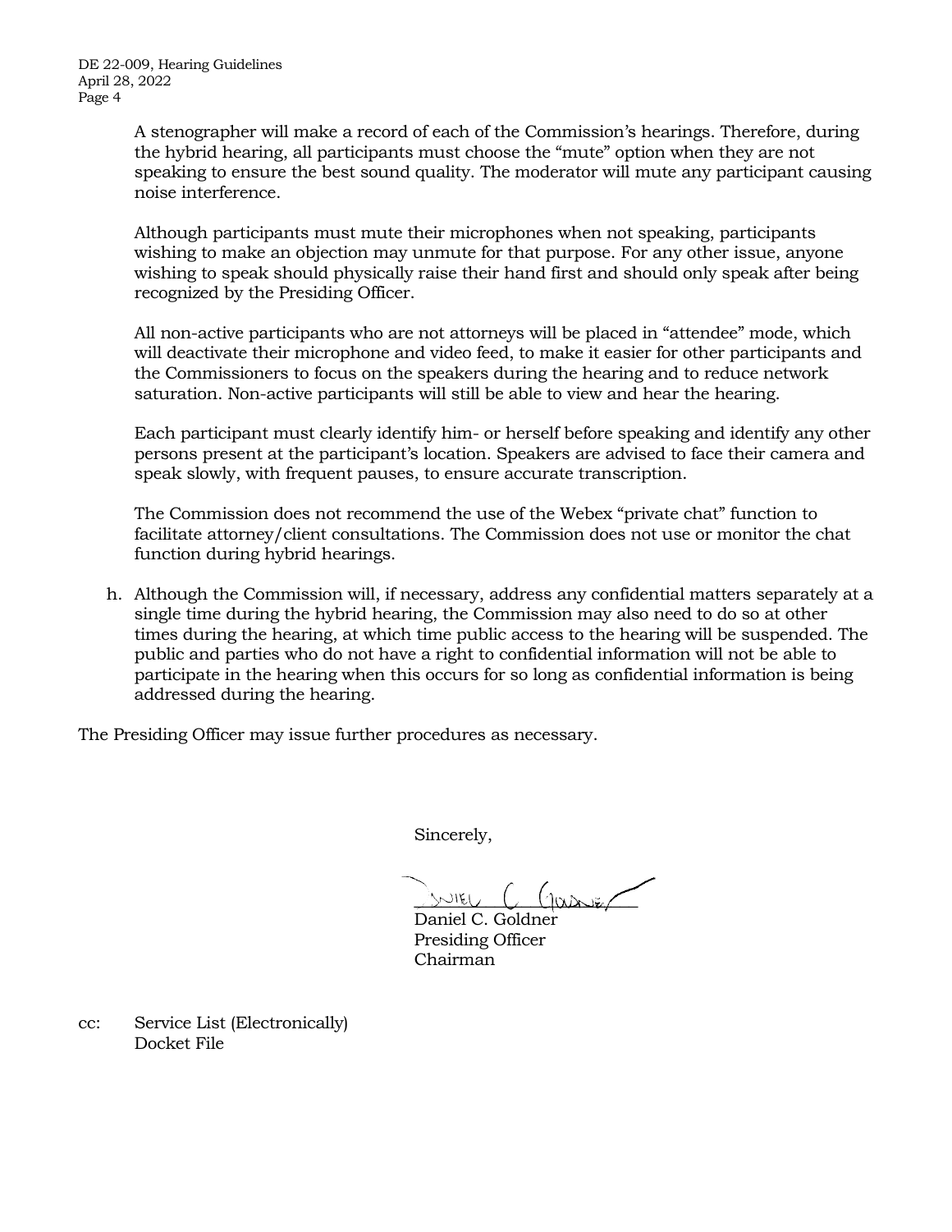A stenographer will make a record of each of the Commission's hearings. Therefore, during the hybrid hearing, all participants must choose the "mute" option when they are not speaking to ensure the best sound quality. The moderator will mute any participant causing noise interference.

Although participants must mute their microphones when not speaking, participants wishing to make an objection may unmute for that purpose. For any other issue, anyone wishing to speak should physically raise their hand first and should only speak after being recognized by the Presiding Officer.

All non-active participants who are not attorneys will be placed in "attendee" mode, which will deactivate their microphone and video feed, to make it easier for other participants and the Commissioners to focus on the speakers during the hearing and to reduce network saturation. Non-active participants will still be able to view and hear the hearing.

Each participant must clearly identify him- or herself before speaking and identify any other persons present at the participant's location. Speakers are advised to face their camera and speak slowly, with frequent pauses, to ensure accurate transcription.

The Commission does not recommend the use of the Webex "private chat" function to facilitate attorney/client consultations. The Commission does not use or monitor the chat function during hybrid hearings.

h. Although the Commission will, if necessary, address any confidential matters separately at a single time during the hybrid hearing, the Commission may also need to do so at other times during the hearing, at which time public access to the hearing will be suspended. The public and parties who do not have a right to confidential information will not be able to participate in the hearing when this occurs for so long as confidential information is being addressed during the hearing.

The Presiding Officer may issue further procedures as necessary.

Sincerely,

Daniel C. Goldner
Presiding Officer
Chairman

cc: Service List (Electronically)
Docket File